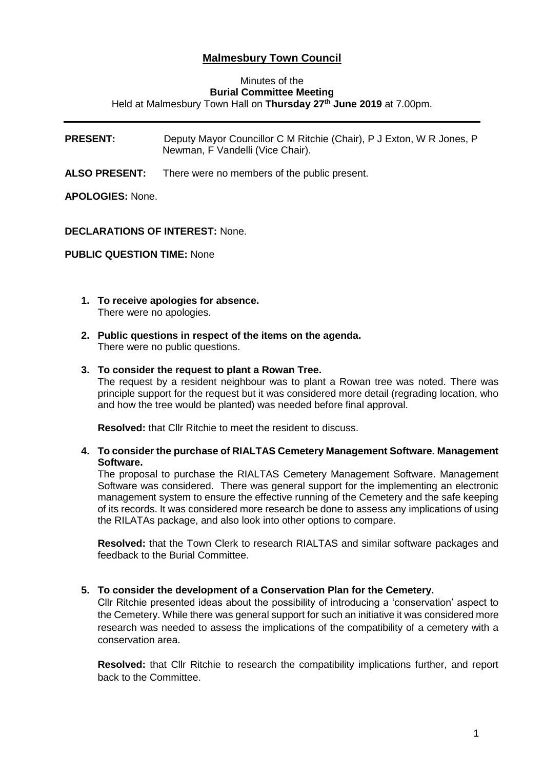# Malmesbury Town Council

Minutes of the
**Burial Committee Meeting**
Held at Malmesbury Town Hall on **Thursday 27th June 2019** at 7.00pm.

---

**PRESENT:** Deputy Mayor Councillor C M Ritchie (Chair), P J Exton, W R Jones, P Newman, F Vandelli (Vice Chair).

**ALSO PRESENT:** There were no members of the public present.

**APOLOGIES:** None.

**DECLARATIONS OF INTEREST:** None.

**PUBLIC QUESTION TIME:** None

1. **To receive apologies for absence.**
   There were no apologies.

2. **Public questions in respect of the items on the agenda.**
   There were no public questions.

3. **To consider the request to plant a Rowan Tree.**
   The request by a resident neighbour was to plant a Rowan tree was noted. There was principle support for the request but it was considered more detail (regrading location, who and how the tree would be planted) was needed before final approval.

   **Resolved:** that Cllr Ritchie to meet the resident to discuss.

4. **To consider the purchase of RIALTAS Cemetery Management Software. Management Software.**
   The proposal to purchase the RIALTAS Cemetery Management Software. Management Software was considered. There was general support for the implementing an electronic management system to ensure the effective running of the Cemetery and the safe keeping of its records. It was considered more research be done to assess any implications of using the RILATAs package, and also look into other options to compare.

   **Resolved:** that the Town Clerk to research RIALTAS and similar software packages and feedback to the Burial Committee.

5. **To consider the development of a Conservation Plan for the Cemetery.**
   Cllr Ritchie presented ideas about the possibility of introducing a 'conservation' aspect to the Cemetery. While there was general support for such an initiative it was considered more research was needed to assess the implications of the compatibility of a cemetery with a conservation area.

   **Resolved:** that Cllr Ritchie to research the compatibility implications further, and report back to the Committee.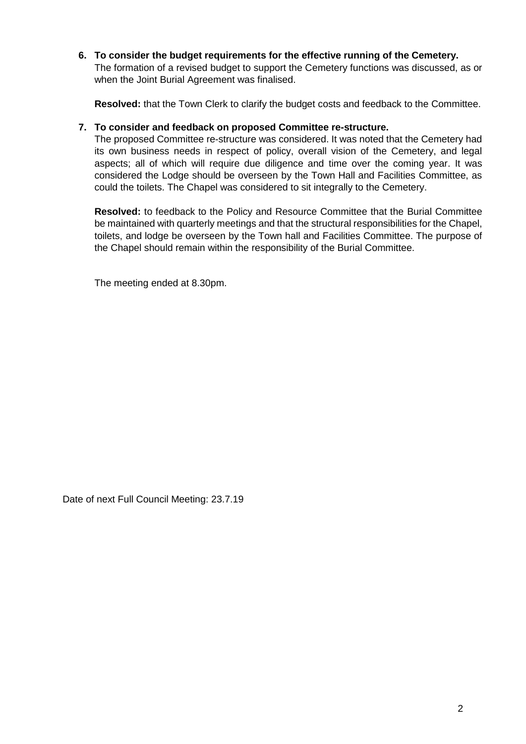6. **To consider the budget requirements for the effective running of the Cemetery.**
   The formation of a revised budget to support the Cemetery functions was discussed, as or when the Joint Burial Agreement was finalised.

   **Resolved:** that the Town Clerk to clarify the budget costs and feedback to the Committee.

7. **To consider and feedback on proposed Committee re-structure.**
   The proposed Committee re-structure was considered. It was noted that the Cemetery had its own business needs in respect of policy, overall vision of the Cemetery, and legal aspects; all of which will require due diligence and time over the coming year. It was considered the Lodge should be overseen by the Town Hall and Facilities Committee, as could the toilets. The Chapel was considered to sit integrally to the Cemetery.

   **Resolved:** to feedback to the Policy and Resource Committee that the Burial Committee be maintained with quarterly meetings and that the structural responsibilities for the Chapel, toilets, and lodge be overseen by the Town hall and Facilities Committee. The purpose of the Chapel should remain within the responsibility of the Burial Committee.

   The meeting ended at 8.30pm.

Date of next Full Council Meeting: 23.7.19